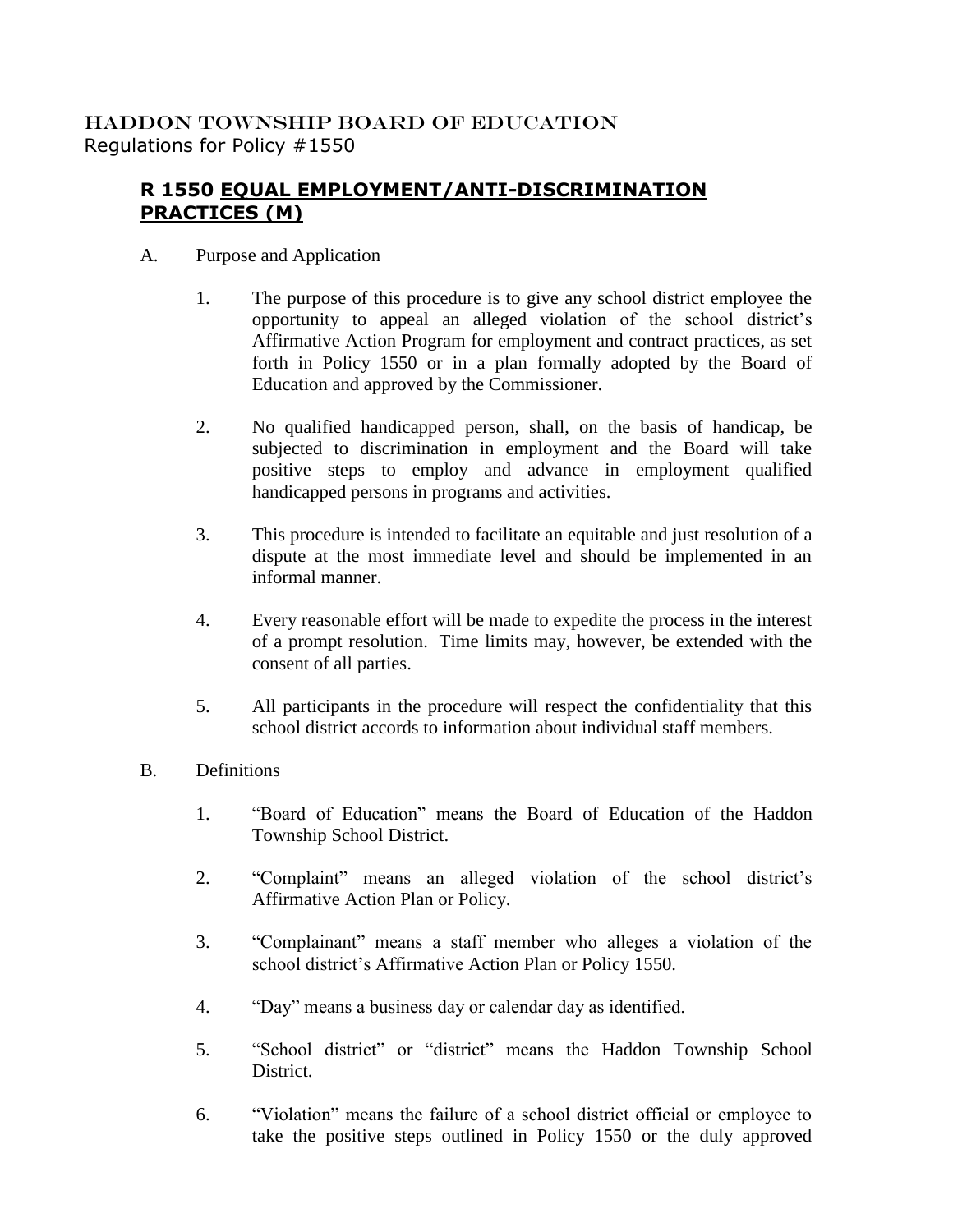HADDON TOWNSHIP BOARD OF EDUCATION
Regulations for Policy #1550

## R 1550 EQUAL EMPLOYMENT/ANTI-DISCRIMINATION PRACTICES (M)

A. Purpose and Application

1. The purpose of this procedure is to give any school district employee the opportunity to appeal an alleged violation of the school district's Affirmative Action Program for employment and contract practices, as set forth in Policy 1550 or in a plan formally adopted by the Board of Education and approved by the Commissioner.

2. No qualified handicapped person, shall, on the basis of handicap, be subjected to discrimination in employment and the Board will take positive steps to employ and advance in employment qualified handicapped persons in programs and activities.

3. This procedure is intended to facilitate an equitable and just resolution of a dispute at the most immediate level and should be implemented in an informal manner.

4. Every reasonable effort will be made to expedite the process in the interest of a prompt resolution. Time limits may, however, be extended with the consent of all parties.

5. All participants in the procedure will respect the confidentiality that this school district accords to information about individual staff members.

B. Definitions

1. "Board of Education" means the Board of Education of the Haddon Township School District.

2. "Complaint" means an alleged violation of the school district's Affirmative Action Plan or Policy.

3. "Complainant" means a staff member who alleges a violation of the school district's Affirmative Action Plan or Policy 1550.

4. "Day" means a business day or calendar day as identified.

5. "School district" or "district" means the Haddon Township School District.

6. "Violation" means the failure of a school district official or employee to take the positive steps outlined in Policy 1550 or the duly approved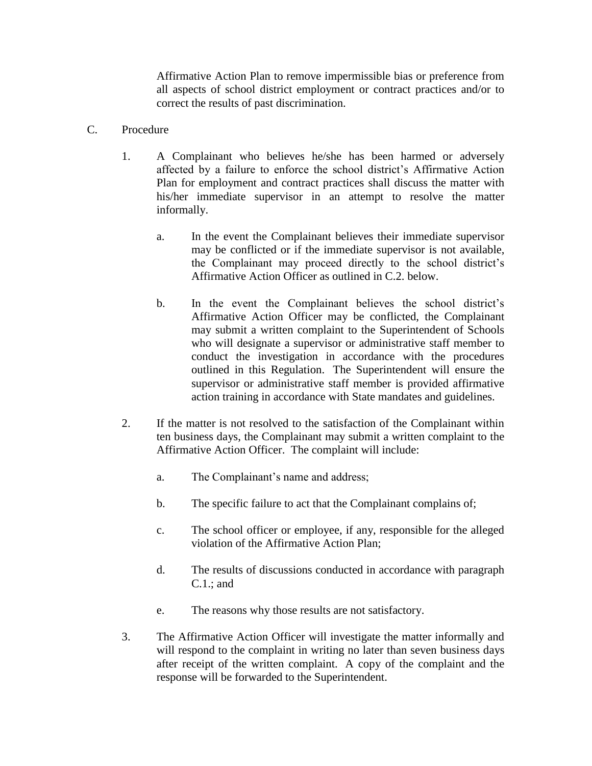Affirmative Action Plan to remove impermissible bias or preference from all aspects of school district employment or contract practices and/or to correct the results of past discrimination.

C. Procedure

1. A Complainant who believes he/she has been harmed or adversely affected by a failure to enforce the school district's Affirmative Action Plan for employment and contract practices shall discuss the matter with his/her immediate supervisor in an attempt to resolve the matter informally.

   a. In the event the Complainant believes their immediate supervisor may be conflicted or if the immediate supervisor is not available, the Complainant may proceed directly to the school district's Affirmative Action Officer as outlined in C.2. below.

   b. In the event the Complainant believes the school district's Affirmative Action Officer may be conflicted, the Complainant may submit a written complaint to the Superintendent of Schools who will designate a supervisor or administrative staff member to conduct the investigation in accordance with the procedures outlined in this Regulation. The Superintendent will ensure the supervisor or administrative staff member is provided affirmative action training in accordance with State mandates and guidelines.

2. If the matter is not resolved to the satisfaction of the Complainant within ten business days, the Complainant may submit a written complaint to the Affirmative Action Officer. The complaint will include:

   a. The Complainant's name and address;

   b. The specific failure to act that the Complainant complains of;

   c. The school officer or employee, if any, responsible for the alleged violation of the Affirmative Action Plan;

   d. The results of discussions conducted in accordance with paragraph C.1.; and

   e. The reasons why those results are not satisfactory.

3. The Affirmative Action Officer will investigate the matter informally and will respond to the complaint in writing no later than seven business days after receipt of the written complaint. A copy of the complaint and the response will be forwarded to the Superintendent.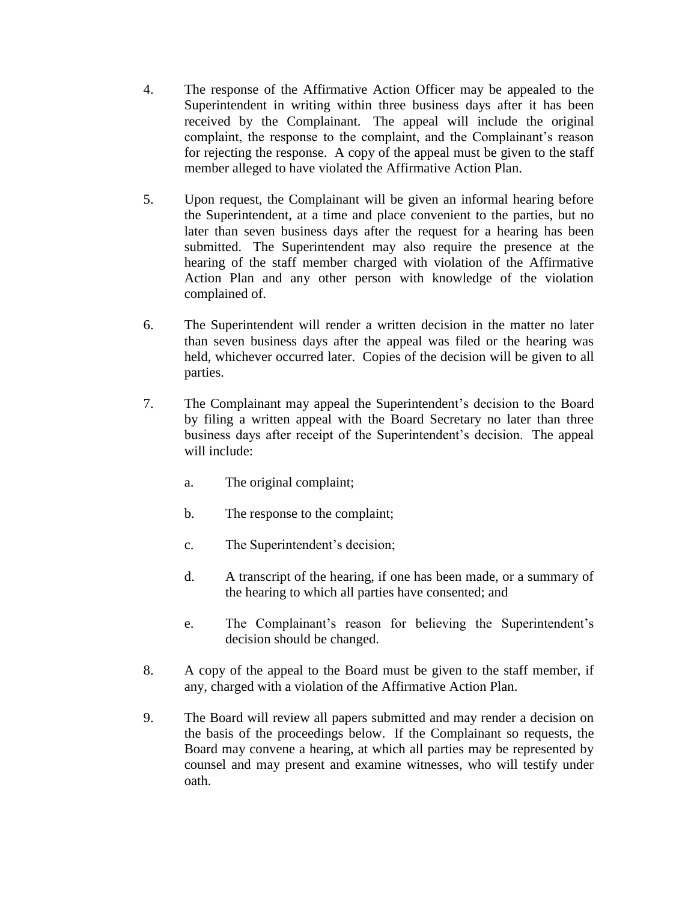4. The response of the Affirmative Action Officer may be appealed to the Superintendent in writing within three business days after it has been received by the Complainant. The appeal will include the original complaint, the response to the complaint, and the Complainant's reason for rejecting the response. A copy of the appeal must be given to the staff member alleged to have violated the Affirmative Action Plan.

5. Upon request, the Complainant will be given an informal hearing before the Superintendent, at a time and place convenient to the parties, but no later than seven business days after the request for a hearing has been submitted. The Superintendent may also require the presence at the hearing of the staff member charged with violation of the Affirmative Action Plan and any other person with knowledge of the violation complained of.

6. The Superintendent will render a written decision in the matter no later than seven business days after the appeal was filed or the hearing was held, whichever occurred later. Copies of the decision will be given to all parties.

7. The Complainant may appeal the Superintendent's decision to the Board by filing a written appeal with the Board Secretary no later than three business days after receipt of the Superintendent's decision. The appeal will include:

   a. The original complaint;

   b. The response to the complaint;

   c. The Superintendent's decision;

   d. A transcript of the hearing, if one has been made, or a summary of the hearing to which all parties have consented; and

   e. The Complainant's reason for believing the Superintendent's decision should be changed.

8. A copy of the appeal to the Board must be given to the staff member, if any, charged with a violation of the Affirmative Action Plan.

9. The Board will review all papers submitted and may render a decision on the basis of the proceedings below. If the Complainant so requests, the Board may convene a hearing, at which all parties may be represented by counsel and may present and examine witnesses, who will testify under oath.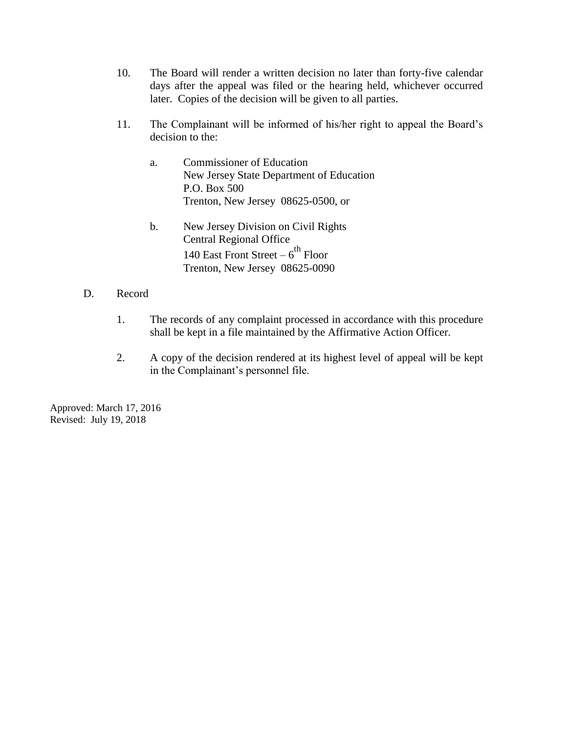10. The Board will render a written decision no later than forty-five calendar days after the appeal was filed or the hearing held, whichever occurred later. Copies of the decision will be given to all parties.

11. The Complainant will be informed of his/her right to appeal the Board's decision to the:

    a. Commissioner of Education
       New Jersey State Department of Education
       P.O. Box 500
       Trenton, New Jersey 08625-0500, or

    b. New Jersey Division on Civil Rights
       Central Regional Office
       140 East Front Street – 6th Floor
       Trenton, New Jersey 08625-0090

D. Record

1. The records of any complaint processed in accordance with this procedure shall be kept in a file maintained by the Affirmative Action Officer.

2. A copy of the decision rendered at its highest level of appeal will be kept in the Complainant's personnel file.

Approved: March 17, 2016
Revised: July 19, 2018